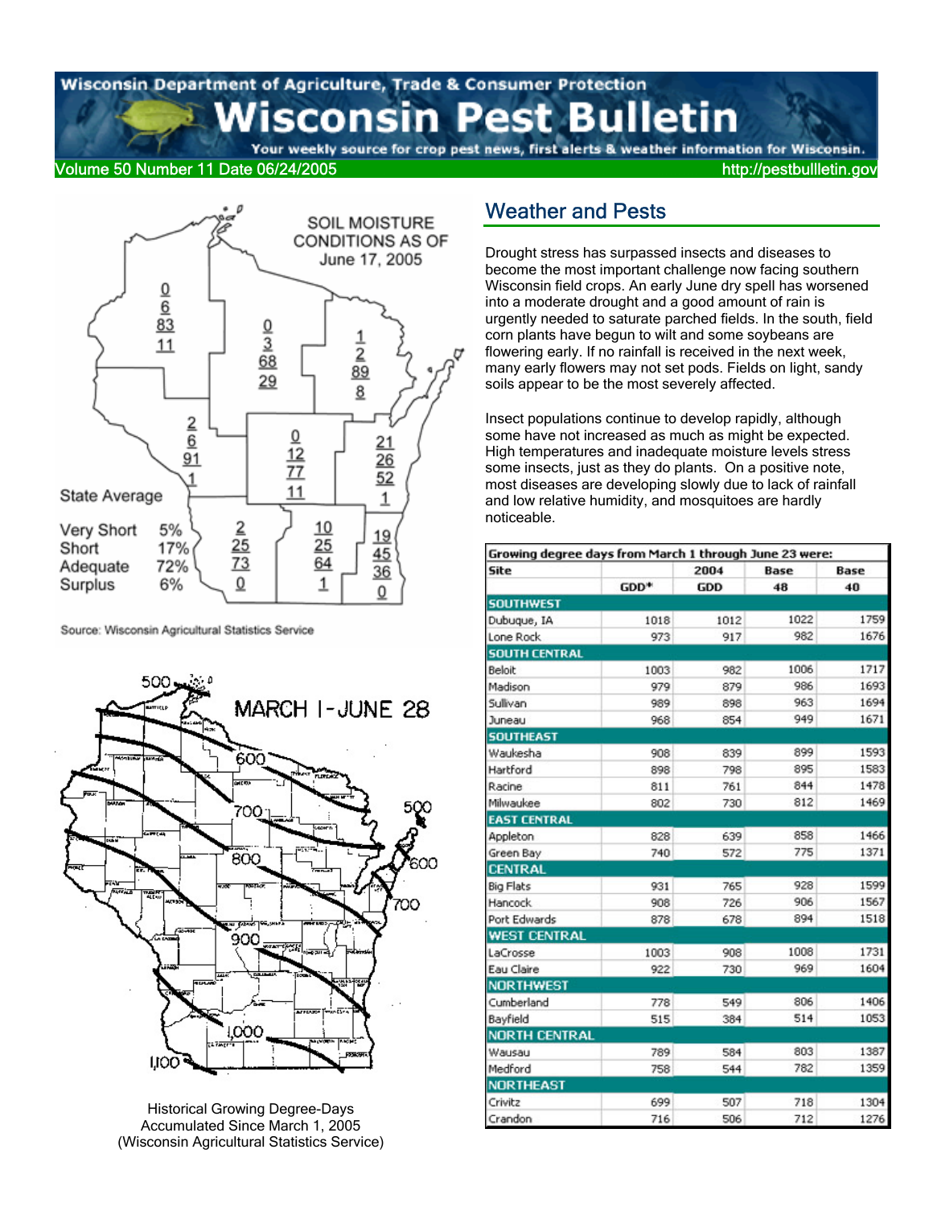# Wisconsin Department of Agriculture, Trade & Consumer Protection

# Wisconsin Pest Bulletin

Your weekly source for crop pest news, first alerts & weather information for Wisconsin.

Volume 50 Number 11 Date 06/24/2005 http://pestbullletin.gov

SOIL MOISTURE CONDITIONS AS OF June 17, 2005

State Average

Very Short 5%
Short 17%
Adequate 72%
Surplus 6%

Source: Wisconsin Agricultural Statistics Service

Historical Growing Degree-Days Accumulated Since March 1, 2005 (Wisconsin Agricultural Statistics Service)

## Weather and Pests

Drought stress has surpassed insects and diseases to become the most important challenge now facing southern Wisconsin field crops. An early June dry spell has worsened into a moderate drought and a good amount of rain is urgently needed to saturate parched fields. In the south, field corn plants have begun to wilt and some soybeans are flowering early. If no rainfall is received in the next week, many early flowers may not set pods. Fields on light, sandy soils appear to be the most severely affected.

Insect populations continue to develop rapidly, although some have not increased as much as might be expected. High temperatures and inadequate moisture levels stress some insects, just as they do plants. On a positive note, most diseases are developing slowly due to lack of rainfall and low relative humidity, and mosquitoes are hardly noticeable.

Growing degree days from March 1 through June 23 were:

| Site | GDD* | 2004 GDD | Base 48 | Base 40 |
|---|---|---|---|---|
| **SOUTHWEST** | | | | |
| Dubuque, IA | 1018 | 1012 | 1022 | 1759 |
| Lone Rock | 973 | 917 | 982 | 1676 |
| **SOUTH CENTRAL** | | | | |
| Beloit | 1003 | 982 | 1006 | 1717 |
| Madison | 979 | 879 | 986 | 1693 |
| Sullivan | 989 | 898 | 963 | 1694 |
| Juneau | 968 | 854 | 949 | 1671 |
| **SOUTHEAST** | | | | |
| Waukesha | 908 | 839 | 899 | 1593 |
| Hartford | 898 | 798 | 895 | 1583 |
| Racine | 811 | 761 | 844 | 1478 |
| Milwaukee | 802 | 730 | 812 | 1469 |
| **EAST CENTRAL** | | | | |
| Appleton | 828 | 639 | 858 | 1466 |
| Green Bay | 740 | 572 | 775 | 1371 |
| **CENTRAL** | | | | |
| Big Flats | 931 | 765 | 928 | 1599 |
| Hancock | 908 | 726 | 906 | 1567 |
| Port Edwards | 878 | 678 | 894 | 1518 |
| **WEST CENTRAL** | | | | |
| LaCrosse | 1003 | 908 | 1008 | 1731 |
| Eau Claire | 922 | 730 | 969 | 1604 |
| **NORTHWEST** | | | | |
| Cumberland | 778 | 549 | 806 | 1406 |
| Bayfield | 515 | 384 | 514 | 1053 |
| **NORTH CENTRAL** | | | | |
| Wausau | 789 | 584 | 803 | 1387 |
| Medford | 758 | 544 | 782 | 1359 |
| **NORTHEAST** | | | | |
| Crivitz | 699 | 507 | 718 | 1304 |
| Crandon | 716 | 506 | 712 | 1276 |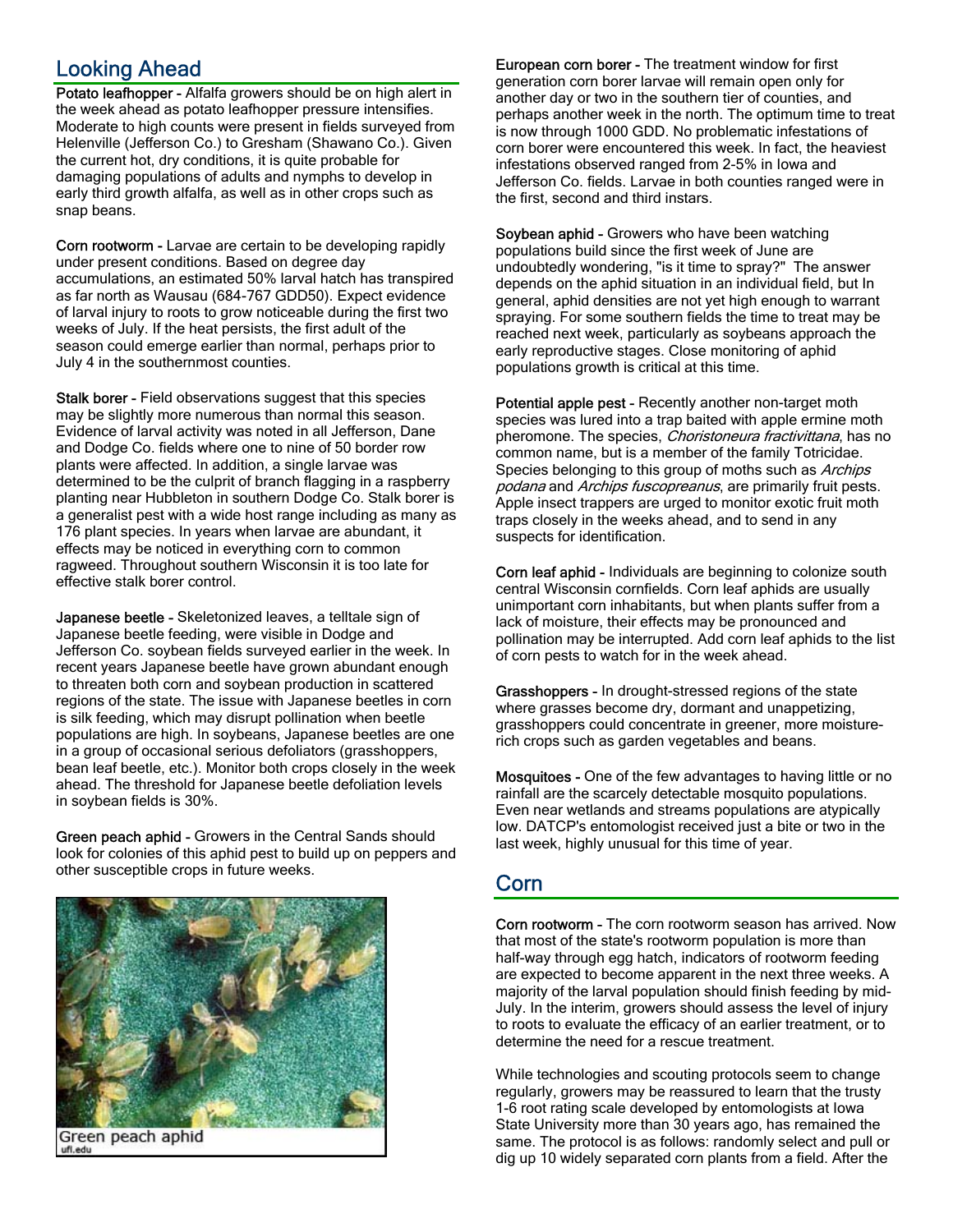## Looking Ahead

**Potato leafhopper -** Alfalfa growers should be on high alert in the week ahead as potato leafhopper pressure intensifies. Moderate to high counts were present in fields surveyed from Helenville (Jefferson Co.) to Gresham (Shawano Co.). Given the current hot, dry conditions, it is quite probable for damaging populations of adults and nymphs to develop in early third growth alfalfa, as well as in other crops such as snap beans.

**Corn rootworm -** Larvae are certain to be developing rapidly under present conditions. Based on degree day accumulations, an estimated 50% larval hatch has transpired as far north as Wausau (684-767 GDD50). Expect evidence of larval injury to roots to grow noticeable during the first two weeks of July. If the heat persists, the first adult of the season could emerge earlier than normal, perhaps prior to July 4 in the southernmost counties.

**Stalk borer -** Field observations suggest that this species may be slightly more numerous than normal this season. Evidence of larval activity was noted in all Jefferson, Dane and Dodge Co. fields where one to nine of 50 border row plants were affected. In addition, a single larvae was determined to be the culprit of branch flagging in a raspberry planting near Hubbleton in southern Dodge Co. Stalk borer is a generalist pest with a wide host range including as many as 176 plant species. In years when larvae are abundant, it effects may be noticed in everything corn to common ragweed. Throughout southern Wisconsin it is too late for effective stalk borer control.

**Japanese beetle -** Skeletonized leaves, a telltale sign of Japanese beetle feeding, were visible in Dodge and Jefferson Co. soybean fields surveyed earlier in the week. In recent years Japanese beetle have grown abundant enough to threaten both corn and soybean production in scattered regions of the state. The issue with Japanese beetles in corn is silk feeding, which may disrupt pollination when beetle populations are high. In soybeans, Japanese beetles are one in a group of occasional serious defoliators (grasshoppers, bean leaf beetle, etc.). Monitor both crops closely in the week ahead. The threshold for Japanese beetle defoliation levels in soybean fields is 30%.

**Green peach aphid -** Growers in the Central Sands should look for colonies of this aphid pest to build up on peppers and other susceptible crops in future weeks.

Green peach aphid
ufl.edu

**European corn borer -** The treatment window for first generation corn borer larvae will remain open only for another day or two in the southern tier of counties, and perhaps another week in the north. The optimum time to treat is now through 1000 GDD. No problematic infestations of corn borer were encountered this week. In fact, the heaviest infestations observed ranged from 2-5% in Iowa and Jefferson Co. fields. Larvae in both counties ranged were in the first, second and third instars.

**Soybean aphid -** Growers who have been watching populations build since the first week of June are undoubtedly wondering, "is it time to spray?" The answer depends on the aphid situation in an individual field, but In general, aphid densities are not yet high enough to warrant spraying. For some southern fields the time to treat may be reached next week, particularly as soybeans approach the early reproductive stages. Close monitoring of aphid populations growth is critical at this time.

**Potential apple pest -** Recently another non-target moth species was lured into a trap baited with apple ermine moth pheromone. The species, *Choristoneura fractivittana*, has no common name, but is a member of the family Totricidae. Species belonging to this group of moths such as *Archips podana* and *Archips fuscopreanus*, are primarily fruit pests. Apple insect trappers are urged to monitor exotic fruit moth traps closely in the weeks ahead, and to send in any suspects for identification.

**Corn leaf aphid -** Individuals are beginning to colonize south central Wisconsin cornfields. Corn leaf aphids are usually unimportant corn inhabitants, but when plants suffer from a lack of moisture, their effects may be pronounced and pollination may be interrupted. Add corn leaf aphids to the list of corn pests to watch for in the week ahead.

**Grasshoppers -** In drought-stressed regions of the state where grasses become dry, dormant and unappetizing, grasshoppers could concentrate in greener, more moisture-rich crops such as garden vegetables and beans.

**Mosquitoes -** One of the few advantages to having little or no rainfall are the scarcely detectable mosquito populations. Even near wetlands and streams populations are atypically low. DATCP's entomologist received just a bite or two in the last week, highly unusual for this time of year.

## Corn

**Corn rootworm -** The corn rootworm season has arrived. Now that most of the state's rootworm population is more than half-way through egg hatch, indicators of rootworm feeding are expected to become apparent in the next three weeks. A majority of the larval population should finish feeding by mid-July. In the interim, growers should assess the level of injury to roots to evaluate the efficacy of an earlier treatment, or to determine the need for a rescue treatment.

While technologies and scouting protocols seem to change regularly, growers may be reassured to learn that the trusty 1-6 root rating scale developed by entomologists at Iowa State University more than 30 years ago, has remained the same. The protocol is as follows: randomly select and pull or dig up 10 widely separated corn plants from a field. After the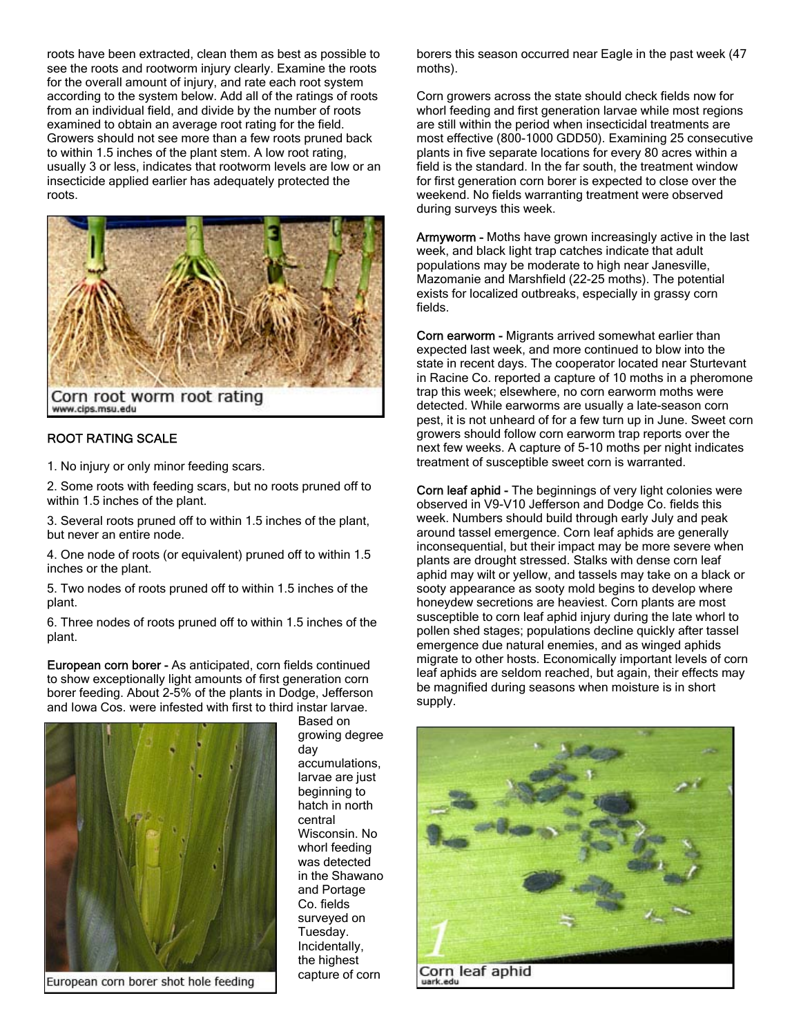roots have been extracted, clean them as best as possible to see the roots and rootworm injury clearly. Examine the roots for the overall amount of injury, and rate each root system according to the system below. Add all of the ratings of roots from an individual field, and divide by the number of roots examined to obtain an average root rating for the field. Growers should not see more than a few roots pruned back to within 1.5 inches of the plant stem. A low root rating, usually 3 or less, indicates that rootworm levels are low or an insecticide applied earlier has adequately protected the roots.

Corn root worm root rating
www.cips.msu.edu

**ROOT RATING SCALE**

1. No injury or only minor feeding scars.
2. Some roots with feeding scars, but no roots pruned off to within 1.5 inches of the plant.
3. Several roots pruned off to within 1.5 inches of the plant, but never an entire node.
4. One node of roots (or equivalent) pruned off to within 1.5 inches or the plant.
5. Two nodes of roots pruned off to within 1.5 inches of the plant.
6. Three nodes of roots pruned off to within 1.5 inches of the plant.

**European corn borer -** As anticipated, corn fields continued to show exceptionally light amounts of first generation corn borer feeding. About 2-5% of the plants in Dodge, Jefferson and Iowa Cos. were infested with first to third instar larvae. Based on growing degree day accumulations, larvae are just beginning to hatch in north central Wisconsin. No whorl feeding was detected in the Shawano and Portage Co. fields surveyed on Tuesday. Incidentally, the highest capture of corn borers this season occurred near Eagle in the past week (47 moths).

European corn borer shot hole feeding

Corn growers across the state should check fields now for whorl feeding and first generation larvae while most regions are still within the period when insecticidal treatments are most effective (800-1000 GDD50). Examining 25 consecutive plants in five separate locations for every 80 acres within a field is the standard. In the far south, the treatment window for first generation corn borer is expected to close over the weekend. No fields warranting treatment were observed during surveys this week.

**Armyworm -** Moths have grown increasingly active in the last week, and black light trap catches indicate that adult populations may be moderate to high near Janesville, Mazomanie and Marshfield (22-25 moths). The potential exists for localized outbreaks, especially in grassy corn fields.

**Corn earworm -** Migrants arrived somewhat earlier than expected last week, and more continued to blow into the state in recent days. The cooperator located near Sturtevant in Racine Co. reported a capture of 10 moths in a pheromone trap this week; elsewhere, no corn earworm moths were detected. While earworms are usually a late-season corn pest, it is not unheard of for a few turn up in June. Sweet corn growers should follow corn earworm trap reports over the next few weeks. A capture of 5-10 moths per night indicates treatment of susceptible sweet corn is warranted.

**Corn leaf aphid -** The beginnings of very light colonies were observed in V9-V10 Jefferson and Dodge Co. fields this week. Numbers should build through early July and peak around tassel emergence. Corn leaf aphids are generally inconsequential, but their impact may be more severe when plants are drought stressed. Stalks with dense corn leaf aphid may wilt or yellow, and tassels may take on a black or sooty appearance as sooty mold begins to develop where honeydew secretions are heaviest. Corn plants are most susceptible to corn leaf aphid injury during the late whorl to pollen shed stages; populations decline quickly after tassel emergence due natural enemies, and as winged aphids migrate to other hosts. Economically important levels of corn leaf aphids are seldom reached, but again, their effects may be magnified during seasons when moisture is in short supply.

Corn leaf aphid
uark.edu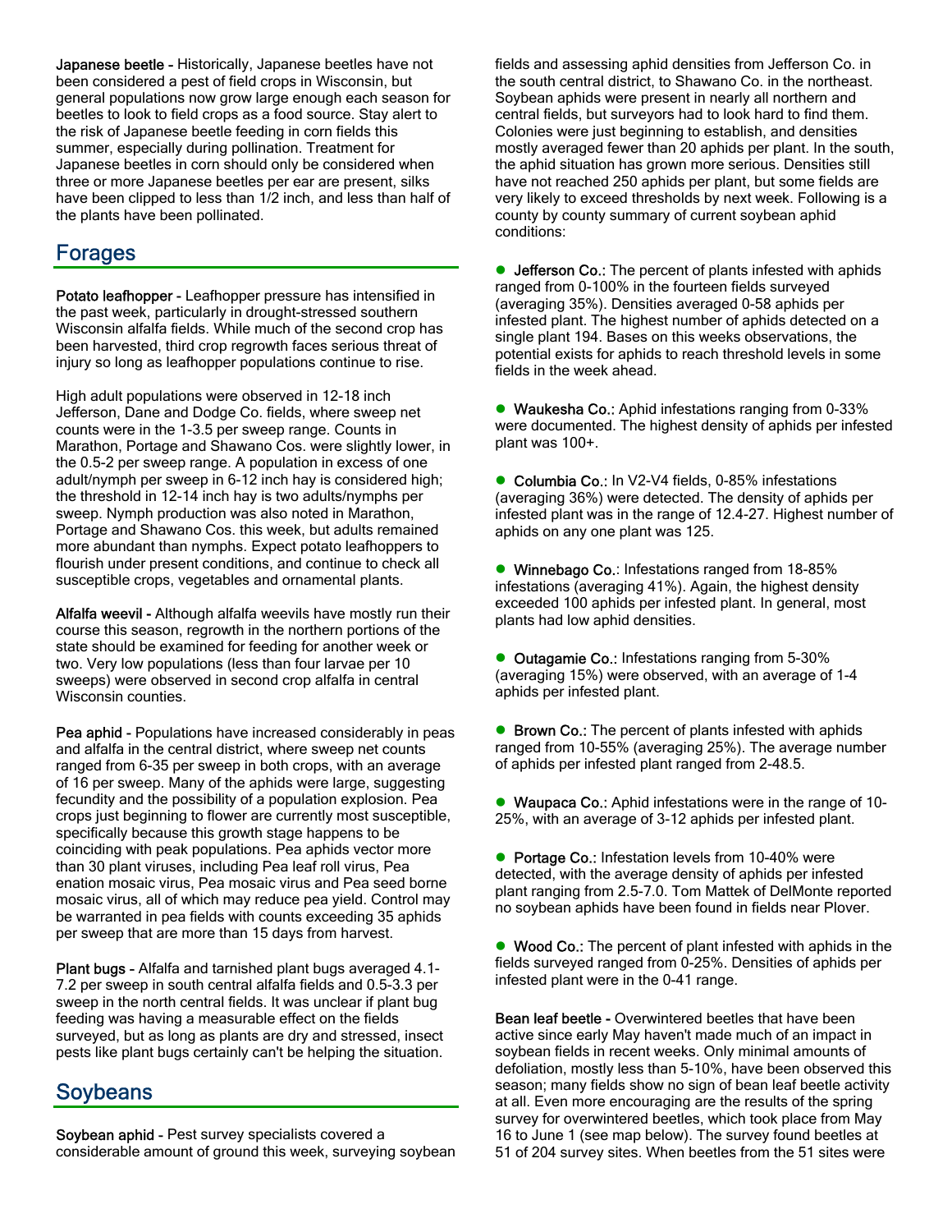**Japanese beetle -** Historically, Japanese beetles have not been considered a pest of field crops in Wisconsin, but general populations now grow large enough each season for beetles to look to field crops as a food source. Stay alert to the risk of Japanese beetle feeding in corn fields this summer, especially during pollination. Treatment for Japanese beetles in corn should only be considered when three or more Japanese beetles per ear are present, silks have been clipped to less than 1/2 inch, and less than half of the plants have been pollinated.

## Forages

**Potato leafhopper -** Leafhopper pressure has intensified in the past week, particularly in drought-stressed southern Wisconsin alfalfa fields. While much of the second crop has been harvested, third crop regrowth faces serious threat of injury so long as leafhopper populations continue to rise.

High adult populations were observed in 12-18 inch Jefferson, Dane and Dodge Co. fields, where sweep net counts were in the 1-3.5 per sweep range. Counts in Marathon, Portage and Shawano Cos. were slightly lower, in the 0.5-2 per sweep range. A population in excess of one adult/nymph per sweep in 6-12 inch hay is considered high; the threshold in 12-14 inch hay is two adults/nymphs per sweep. Nymph production was also noted in Marathon, Portage and Shawano Cos. this week, but adults remained more abundant than nymphs. Expect potato leafhoppers to flourish under present conditions, and continue to check all susceptible crops, vegetables and ornamental plants.

**Alfalfa weevil -** Although alfalfa weevils have mostly run their course this season, regrowth in the northern portions of the state should be examined for feeding for another week or two. Very low populations (less than four larvae per 10 sweeps) were observed in second crop alfalfa in central Wisconsin counties.

**Pea aphid -** Populations have increased considerably in peas and alfalfa in the central district, where sweep net counts ranged from 6-35 per sweep in both crops, with an average of 16 per sweep. Many of the aphids were large, suggesting fecundity and the possibility of a population explosion. Pea crops just beginning to flower are currently most susceptible, specifically because this growth stage happens to be coinciding with peak populations. Pea aphids vector more than 30 plant viruses, including Pea leaf roll virus, Pea enation mosaic virus, Pea mosaic virus and Pea seed borne mosaic virus, all of which may reduce pea yield. Control may be warranted in pea fields with counts exceeding 35 aphids per sweep that are more than 15 days from harvest.

**Plant bugs -** Alfalfa and tarnished plant bugs averaged 4.1-7.2 per sweep in south central alfalfa fields and 0.5-3.3 per sweep in the north central fields. It was unclear if plant bug feeding was having a measurable effect on the fields surveyed, but as long as plants are dry and stressed, insect pests like plant bugs certainly can't be helping the situation.

## Soybeans

**Soybean aphid -** Pest survey specialists covered a considerable amount of ground this week, surveying soybean fields and assessing aphid densities from Jefferson Co. in the south central district, to Shawano Co. in the northeast. Soybean aphids were present in nearly all northern and central fields, but surveyors had to look hard to find them. Colonies were just beginning to establish, and densities mostly averaged fewer than 20 aphids per plant. In the south, the aphid situation has grown more serious. Densities still have not reached 250 aphids per plant, but some fields are very likely to exceed thresholds by next week. Following is a county by county summary of current soybean aphid conditions:

- **Jefferson Co.:** The percent of plants infested with aphids ranged from 0-100% in the fourteen fields surveyed (averaging 35%). Densities averaged 0-58 aphids per infested plant. The highest number of aphids detected on a single plant 194. Bases on this weeks observations, the potential exists for aphids to reach threshold levels in some fields in the week ahead.

- **Waukesha Co.:** Aphid infestations ranging from 0-33% were documented. The highest density of aphids per infested plant was 100+.

- **Columbia Co.:** In V2-V4 fields, 0-85% infestations (averaging 36%) were detected. The density of aphids per infested plant was in the range of 12.4-27. Highest number of aphids on any one plant was 125.

- **Winnebago Co.:** Infestations ranged from 18-85% infestations (averaging 41%). Again, the highest density exceeded 100 aphids per infested plant. In general, most plants had low aphid densities.

- **Outagamie Co.:** Infestations ranging from 5-30% (averaging 15%) were observed, with an average of 1-4 aphids per infested plant.

- **Brown Co.:** The percent of plants infested with aphids ranged from 10-55% (averaging 25%). The average number of aphids per infested plant ranged from 2-48.5.

- **Waupaca Co.:** Aphid infestations were in the range of 10-25%, with an average of 3-12 aphids per infested plant.

- **Portage Co.:** Infestation levels from 10-40% were detected, with the average density of aphids per infested plant ranging from 2.5-7.0. Tom Mattek of DelMonte reported no soybean aphids have been found in fields near Plover.

- **Wood Co.:** The percent of plant infested with aphids in the fields surveyed ranged from 0-25%. Densities of aphids per infested plant were in the 0-41 range.

**Bean leaf beetle -** Overwintered beetles that have been active since early May haven't made much of an impact in soybean fields in recent weeks. Only minimal amounts of defoliation, mostly less than 5-10%, have been observed this season; many fields show no sign of bean leaf beetle activity at all. Even more encouraging are the results of the spring survey for overwintered beetles, which took place from May 16 to June 1 (see map below). The survey found beetles at 51 of 204 survey sites. When beetles from the 51 sites were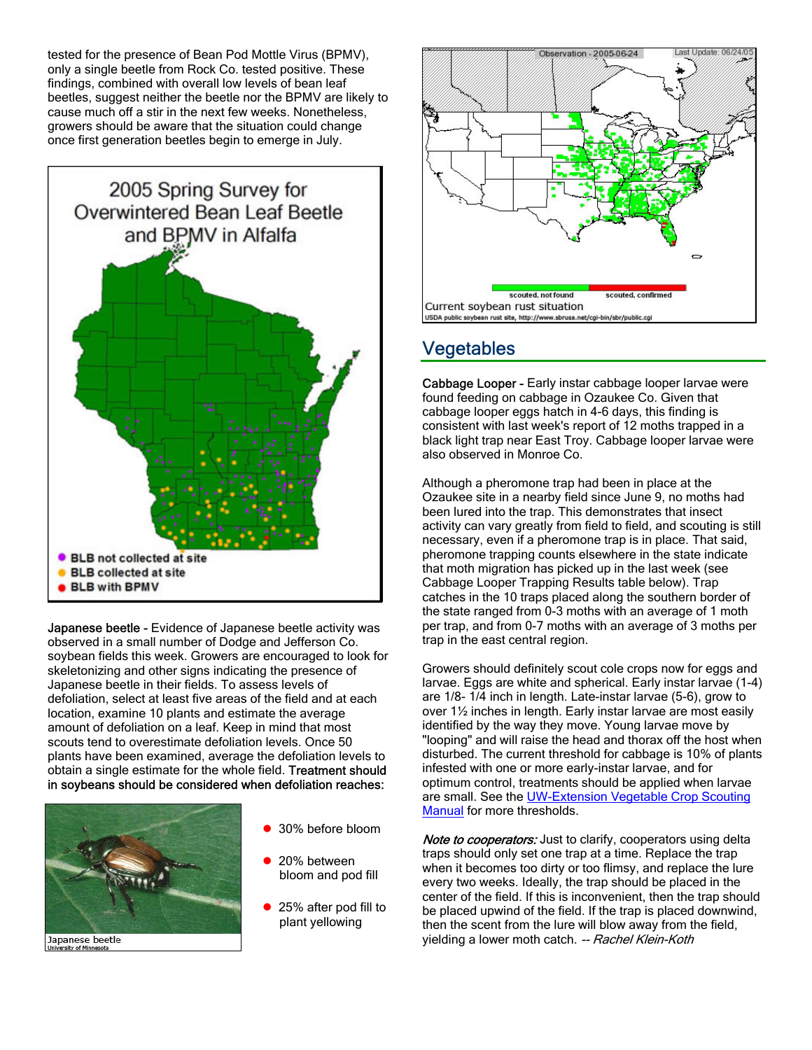tested for the presence of Bean Pod Mottle Virus (BPMV), only a single beetle from Rock Co. tested positive. These findings, combined with overall low levels of bean leaf beetles, suggest neither the beetle nor the BPMV are likely to cause much off a stir in the next few weeks. Nonetheless, growers should be aware that the situation could change once first generation beetles begin to emerge in July.

**Japanese beetle -** Evidence of Japanese beetle activity was observed in a small number of Dodge and Jefferson Co. soybean fields this week. Growers are encouraged to look for skeletonizing and other signs indicating the presence of Japanese beetle in their fields. To assess levels of defoliation, select at least five areas of the field and at each location, examine 10 plants and estimate the average amount of defoliation on a leaf. Keep in mind that most scouts tend to overestimate defoliation levels. Once 50 plants have been examined, average the defoliation levels to obtain a single estimate for the whole field. **Treatment should in soybeans should be considered when defoliation reaches:**

- 30% before bloom
- 20% between bloom and pod fill
- 25% after pod fill to plant yellowing

Japanese beetle
University of Minnesota

## Vegetables

**Cabbage Looper -** Early instar cabbage looper larvae were found feeding on cabbage in Ozaukee Co. Given that cabbage looper eggs hatch in 4-6 days, this finding is consistent with last week's report of 12 moths trapped in a black light trap near East Troy. Cabbage looper larvae were also observed in Monroe Co.

Although a pheromone trap had been in place at the Ozaukee site in a nearby field since June 9, no moths had been lured into the trap. This demonstrates that insect activity can vary greatly from field to field, and scouting is still necessary, even if a pheromone trap is in place. That said, pheromone trapping counts elsewhere in the state indicate that moth migration has picked up in the last week (see Cabbage Looper Trapping Results table below). Trap catches in the 10 traps placed along the southern border of the state ranged from 0-3 moths with an average of 1 moth per trap, and from 0-7 moths with an average of 3 moths per trap in the east central region.

Growers should definitely scout cole crops now for eggs and larvae. Eggs are white and spherical. Early instar larvae (1-4) are 1/8- 1/4 inch in length. Late-instar larvae (5-6), grow to over 1½ inches in length. Early instar larvae are most easily identified by the way they move. Young larvae move by "looping" and will raise the head and thorax off the host when disturbed. The current threshold for cabbage is 10% of plants infested with one or more early-instar larvae, and for optimum control, treatments should be applied when larvae are small. See the UW-Extension Vegetable Crop Scouting Manual for more thresholds.

*Note to cooperators:* Just to clarify, cooperators using delta traps should only set one trap at a time. Replace the trap when it becomes too dirty or too flimsy, and replace the lure every two weeks. Ideally, the trap should be placed in the center of the field. If this is inconvenient, then the trap should be placed upwind of the field. If the trap is placed downwind, then the scent from the lure will blow away from the field, yielding a lower moth catch. -- *Rachel Klein-Koth*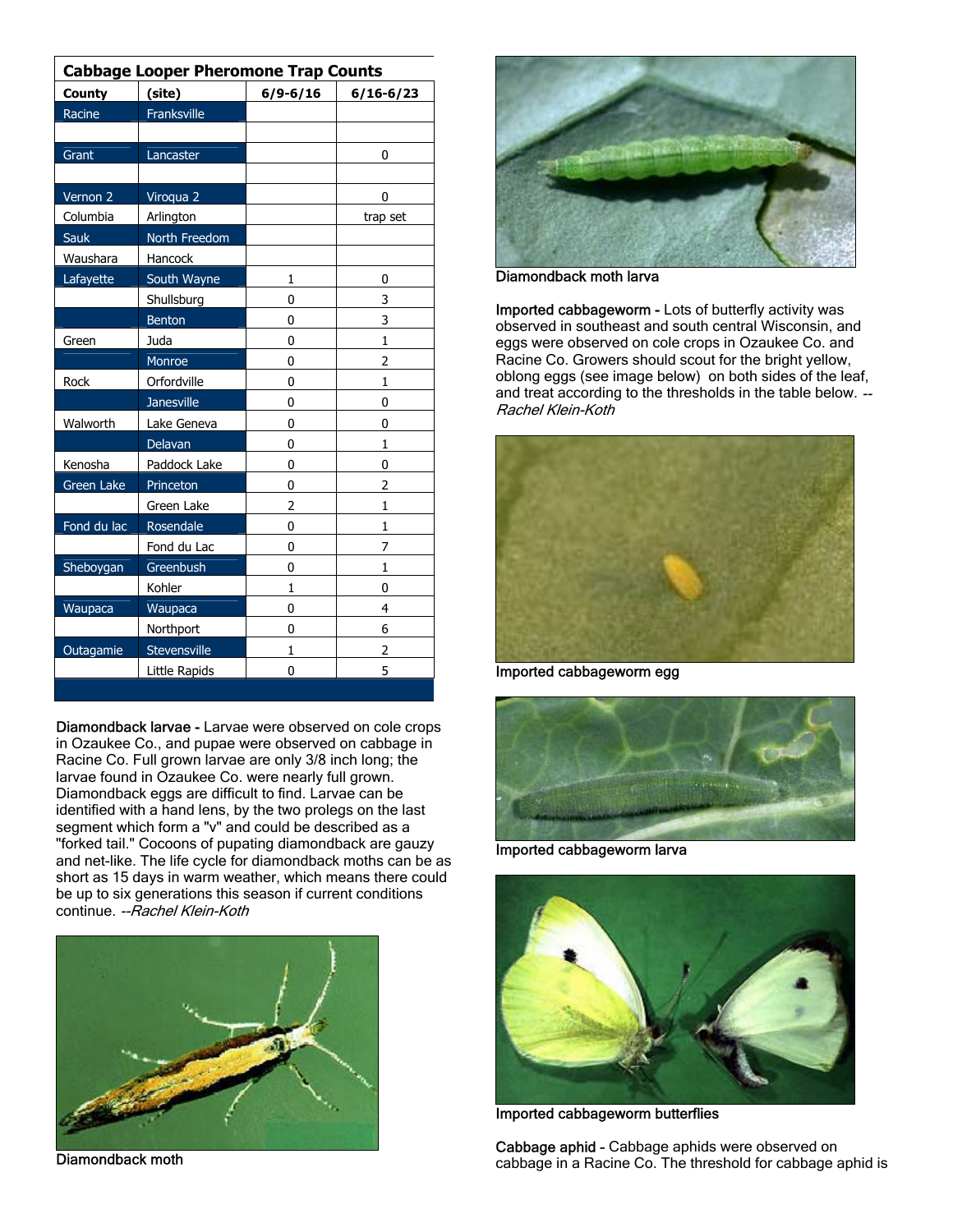| Cabbage Looper Pheromone Trap Counts | | | |
|---|---|---|---|
| **County** | **(site)** | **6/9-6/16** | **6/16-6/23** |
| Racine | Franksville | | |
| | | | |
| Grant | Lancaster | | 0 |
| | | | |
| Vernon 2 | Viroqua 2 | | 0 |
| Columbia | Arlington | | trap set |
| Sauk | North Freedom | | |
| Waushara | Hancock | | |
| Lafayette | South Wayne | 1 | 0 |
| | Shullsburg | 0 | 3 |
| | Benton | 0 | 3 |
| Green | Juda | 0 | 1 |
| | Monroe | 0 | 2 |
| Rock | Orfordville | 0 | 1 |
| | Janesville | 0 | 0 |
| Walworth | Lake Geneva | 0 | 0 |
| | Delavan | 0 | 1 |
| Kenosha | Paddock Lake | 0 | 0 |
| Green Lake | Princeton | 0 | 2 |
| | Green Lake | 2 | 1 |
| Fond du lac | Rosendale | 0 | 1 |
| | Fond du Lac | 0 | 7 |
| Sheboygan | Greenbush | 0 | 1 |
| | Kohler | 1 | 0 |
| Waupaca | Waupaca | 0 | 4 |
| | Northport | 0 | 6 |
| Outagamie | Stevensville | 1 | 2 |
| | Little Rapids | 0 | 5 |

**Diamondback larvae -** Larvae were observed on cole crops in Ozaukee Co., and pupae were observed on cabbage in Racine Co. Full grown larvae are only 3/8 inch long; the larvae found in Ozaukee Co. were nearly full grown. Diamondback eggs are difficult to find. Larvae can be identified with a hand lens, by the two prolegs on the last segment which form a "v" and could be described as a "forked tail." Cocoons of pupating diamondback are gauzy and net-like. The life cycle for diamondback moths can be as short as 15 days in warm weather, which means there could be up to six generations this season if current conditions continue. *--Rachel Klein-Koth*

Diamondback moth

Diamondback moth larva

**Imported cabbageworm -** Lots of butterfly activity was observed in southeast and south central Wisconsin, and eggs were observed on cole crops in Ozaukee Co. and Racine Co. Growers should scout for the bright yellow, oblong eggs (see image below) on both sides of the leaf, and treat according to the thresholds in the table below. *--Rachel Klein-Koth*

Imported cabbageworm egg

Imported cabbageworm larva

Imported cabbageworm butterflies

**Cabbage aphid -** Cabbage aphids were observed on cabbage in a Racine Co. The threshold for cabbage aphid is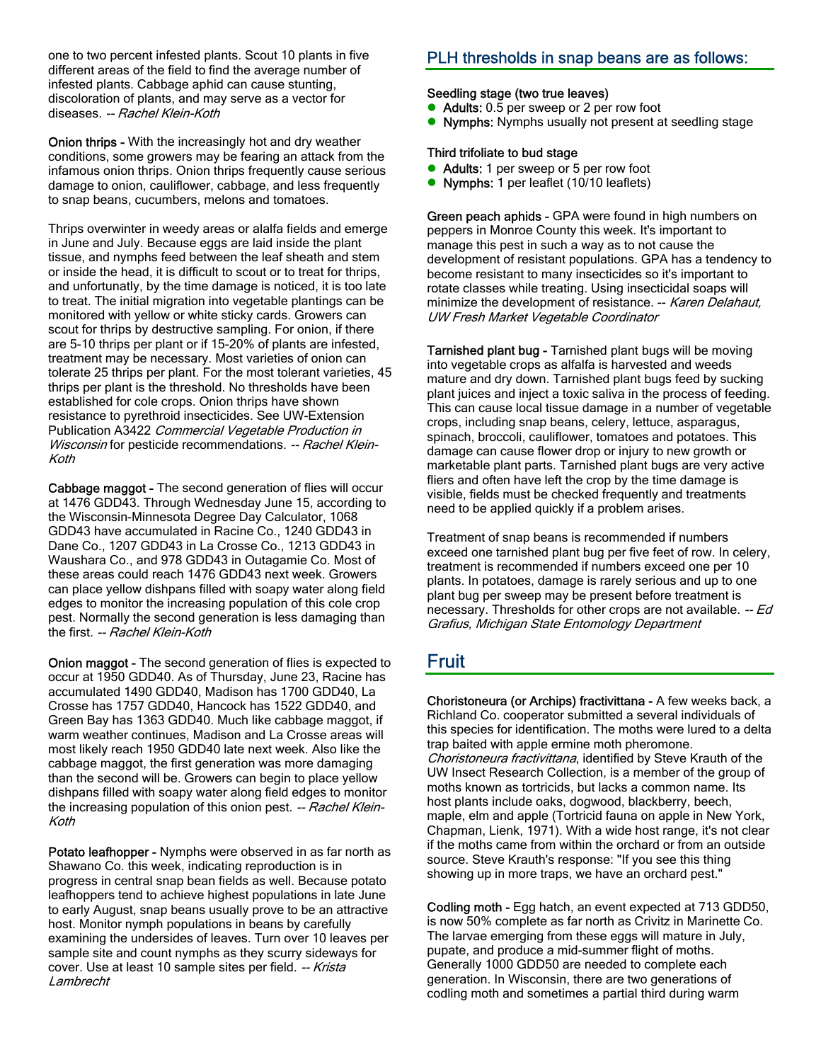one to two percent infested plants. Scout 10 plants in five different areas of the field to find the average number of infested plants. Cabbage aphid can cause stunting, discoloration of plants, and may serve as a vector for diseases. -- *Rachel Klein-Koth*

**Onion thrips -** With the increasingly hot and dry weather conditions, some growers may be fearing an attack from the infamous onion thrips. Onion thrips frequently cause serious damage to onion, cauliflower, cabbage, and less frequently to snap beans, cucumbers, melons and tomatoes.

Thrips overwinter in weedy areas or alalfa fields and emerge in June and July. Because eggs are laid inside the plant tissue, and nymphs feed between the leaf sheath and stem or inside the head, it is difficult to scout or to treat for thrips, and unfortunately, by the time damage is noticed, it is too late to treat. The initial migration into vegetable plantings can be monitored with yellow or white sticky cards. Growers can scout for thrips by destructive sampling. For onion, if there are 5-10 thrips per plant or if 15-20% of plants are infested, treatment may be necessary. Most varieties of onion can tolerate 25 thrips per plant. For the most tolerant varieties, 45 thrips per plant is the threshold. No thresholds have been established for cole crops. Onion thrips have shown resistance to pyrethroid insecticides. See UW-Extension Publication A3422 *Commercial Vegetable Production in Wisconsin* for pesticide recommendations. -- *Rachel Klein-Koth*

**Cabbage maggot -** The second generation of flies will occur at 1476 GDD43. Through Wednesday June 15, according to the Wisconsin-Minnesota Degree Day Calculator, 1068 GDD43 have accumulated in Racine Co., 1240 GDD43 in Dane Co., 1207 GDD43 in La Crosse Co., 1213 GDD43 in Waushara Co., and 978 GDD43 in Outagamie Co. Most of these areas could reach 1476 GDD43 next week. Growers can place yellow dishpans filled with soapy water along field edges to monitor the increasing population of this cole crop pest. Normally the second generation is less damaging than the first. -- *Rachel Klein-Koth*

**Onion maggot -** The second generation of flies is expected to occur at 1950 GDD40. As of Thursday, June 23, Racine has accumulated 1490 GDD40, Madison has 1700 GDD40, La Crosse has 1757 GDD40, Hancock has 1522 GDD40, and Green Bay has 1363 GDD40. Much like cabbage maggot, if warm weather continues, Madison and La Crosse areas will most likely reach 1950 GDD40 late next week. Also like the cabbage maggot, the first generation was more damaging than the second will be. Growers can begin to place yellow dishpans filled with soapy water along field edges to monitor the increasing population of this onion pest. -- *Rachel Klein-Koth*

**Potato leafhopper -** Nymphs were observed in as far north as Shawano Co. this week, indicating reproduction is in progress in central snap bean fields as well. Because potato leafhoppers tend to achieve highest populations in late June to early August, snap beans usually prove to be an attractive host. Monitor nymph populations in beans by carefully examining the undersides of leaves. Turn over 10 leaves per sample site and count nymphs as they scurry sideways for cover. Use at least 10 sample sites per field. -- *Krista Lambrecht*

## PLH thresholds in snap beans are as follows:

**Seedling stage (two true leaves)**

- **Adults:** 0.5 per sweep or 2 per row foot
- **Nymphs:** Nymphs usually not present at seedling stage

**Third trifoliate to bud stage**

- **Adults:** 1 per sweep or 5 per row foot
- **Nymphs:** 1 per leaflet (10/10 leaflets)

**Green peach aphids -** GPA were found in high numbers on peppers in Monroe County this week. It's important to manage this pest in such a way as to not cause the development of resistant populations. GPA has a tendency to become resistant to many insecticides so it's important to rotate classes while treating. Using insecticidal soaps will minimize the development of resistance. -- *Karen Delahaut, UW Fresh Market Vegetable Coordinator*

**Tarnished plant bug -** Tarnished plant bugs will be moving into vegetable crops as alfalfa is harvested and weeds mature and dry down. Tarnished plant bugs feed by sucking plant juices and inject a toxic saliva in the process of feeding. This can cause local tissue damage in a number of vegetable crops, including snap beans, celery, lettuce, asparagus, spinach, broccoli, cauliflower, tomatoes and potatoes. This damage can cause flower drop or injury to new growth or marketable plant parts. Tarnished plant bugs are very active fliers and often have left the crop by the time damage is visible, fields must be checked frequently and treatments need to be applied quickly if a problem arises.

Treatment of snap beans is recommended if numbers exceed one tarnished plant bug per five feet of row. In celery, treatment is recommended if numbers exceed one per 10 plants. In potatoes, damage is rarely serious and up to one plant bug per sweep may be present before treatment is necessary. Thresholds for other crops are not available. -- *Ed Grafius, Michigan State Entomology Department*

# Fruit

**Choristoneura (or Archips) fractivittana -** A few weeks back, a Richland Co. cooperator submitted a several individuals of this species for identification. The moths were lured to a delta trap baited with apple ermine moth pheromone. *Choristoneura fractivittana*, identified by Steve Krauth of the UW Insect Research Collection, is a member of the group of moths known as tortricids, but lacks a common name. Its host plants include oaks, dogwood, blackberry, beech, maple, elm and apple (Tortricid fauna on apple in New York, Chapman, Lienk, 1971). With a wide host range, it's not clear if the moths came from within the orchard or from an outside source. Steve Krauth's response: "If you see this thing showing up in more traps, we have an orchard pest."

**Codling moth -** Egg hatch, an event expected at 713 GDD50, is now 50% complete as far north as Crivitz in Marinette Co. The larvae emerging from these eggs will mature in July, pupate, and produce a mid-summer flight of moths. Generally 1000 GDD50 are needed to complete each generation. In Wisconsin, there are two generations of codling moth and sometimes a partial third during warm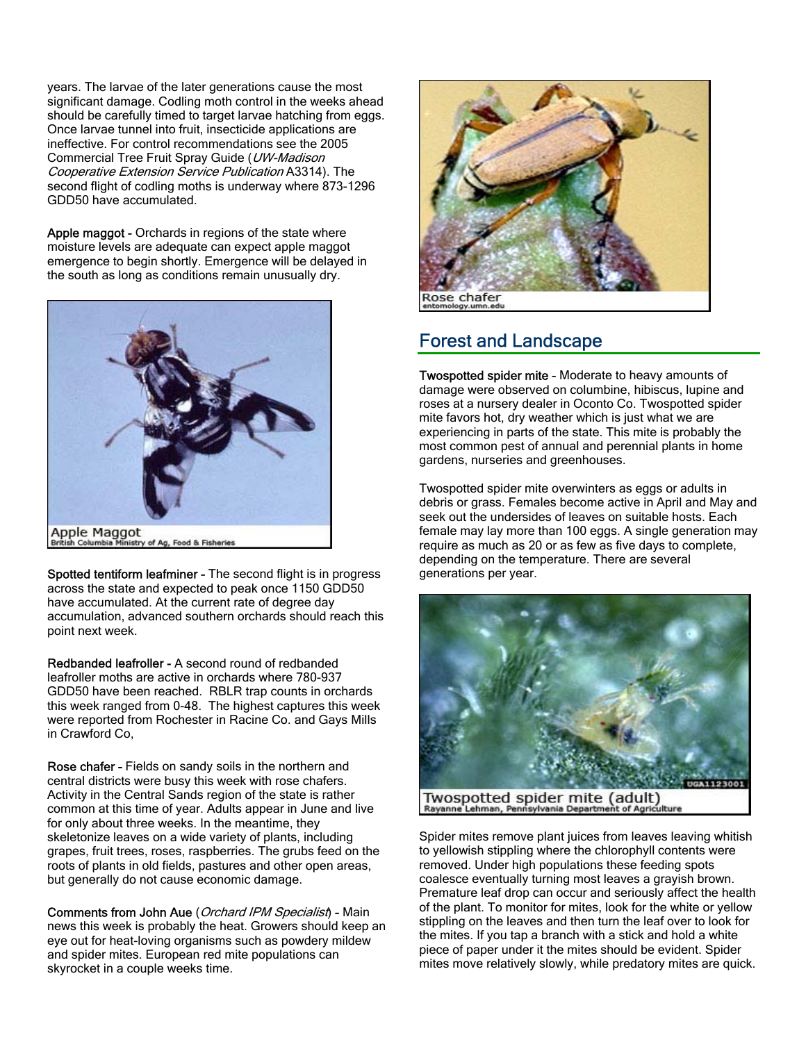years. The larvae of the later generations cause the most significant damage. Codling moth control in the weeks ahead should be carefully timed to target larvae hatching from eggs. Once larvae tunnel into fruit, insecticide applications are ineffective. For control recommendations see the 2005 Commercial Tree Fruit Spray Guide (*UW-Madison Cooperative Extension Service Publication* A3314). The second flight of codling moths is underway where 873-1296 GDD50 have accumulated.

**Apple maggot -** Orchards in regions of the state where moisture levels are adequate can expect apple maggot emergence to begin shortly. Emergence will be delayed in the south as long as conditions remain unusually dry.

Apple Maggot
British Columbia Ministry of Ag, Food & Fisheries

**Spotted tentiform leafminer -** The second flight is in progress across the state and expected to peak once 1150 GDD50 have accumulated. At the current rate of degree day accumulation, advanced southern orchards should reach this point next week.

**Redbanded leafroller -** A second round of redbanded leafroller moths are active in orchards where 780-937 GDD50 have been reached. RBLR trap counts in orchards this week ranged from 0-48. The highest captures this week were reported from Rochester in Racine Co. and Gays Mills in Crawford Co,

**Rose chafer -** Fields on sandy soils in the northern and central districts were busy this week with rose chafers. Activity in the Central Sands region of the state is rather common at this time of year. Adults appear in June and live for only about three weeks. In the meantime, they skeletonize leaves on a wide variety of plants, including grapes, fruit trees, roses, raspberries. The grubs feed on the roots of plants in old fields, pastures and other open areas, but generally do not cause economic damage.

**Comments from John Aue** (*Orchard IPM Specialist*) - Main news this week is probably the heat. Growers should keep an eye out for heat-loving organisms such as powdery mildew and spider mites. European red mite populations can skyrocket in a couple weeks time.

Rose chafer
entomology.umn.edu

## Forest and Landscape

**Twospotted spider mite -** Moderate to heavy amounts of damage were observed on columbine, hibiscus, lupine and roses at a nursery dealer in Oconto Co. Twospotted spider mite favors hot, dry weather which is just what we are experiencing in parts of the state. This mite is probably the most common pest of annual and perennial plants in home gardens, nurseries and greenhouses.

Twospotted spider mite overwinters as eggs or adults in debris or grass. Females become active in April and May and seek out the undersides of leaves on suitable hosts. Each female may lay more than 100 eggs. A single generation may require as much as 20 or as few as five days to complete, depending on the temperature. There are several generations per year.

Twospotted spider mite (adult)
Rayanne Lehman, Pennsylvania Department of Agriculture

Spider mites remove plant juices from leaves leaving whitish to yellowish stippling where the chlorophyll contents were removed. Under high populations these feeding spots coalesce eventually turning most leaves a grayish brown. Premature leaf drop can occur and seriously affect the health of the plant. To monitor for mites, look for the white or yellow stippling on the leaves and then turn the leaf over to look for the mites. If you tap a branch with a stick and hold a white piece of paper under it the mites should be evident. Spider mites move relatively slowly, while predatory mites are quick.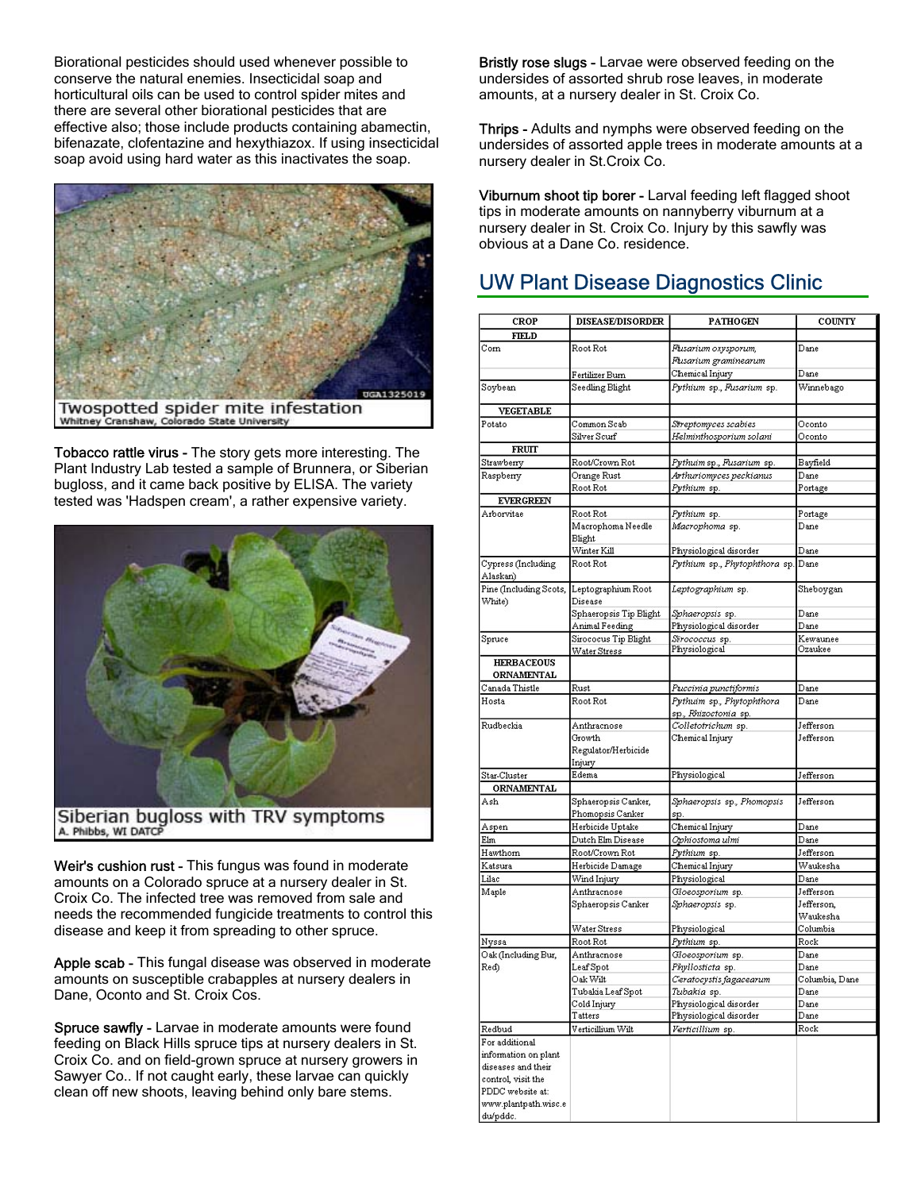Biorational pesticides should used whenever possible to conserve the natural enemies. Insecticidal soap and horticultural oils can be used to control spider mites and there are several other biorational pesticides that are effective also; those include products containing abamectin, bifenazate, clofentazine and hexythiazox. If using insecticidal soap avoid using hard water as this inactivates the soap.

Twospotted spider mite infestation
Whitney Cranshaw, Colorado State University

**Tobacco rattle virus -** The story gets more interesting. The Plant Industry Lab tested a sample of Brunnera, or Siberian bugloss, and it came back positive by ELISA. The variety tested was 'Hadspen cream', a rather expensive variety.

Siberian bugloss with TRV symptoms
A. Phibbs, WI DATCP

**Weir's cushion rust -** This fungus was found in moderate amounts on a Colorado spruce at a nursery dealer in St. Croix Co. The infected tree was removed from sale and needs the recommended fungicide treatments to control this disease and keep it from spreading to other spruce.

**Apple scab -** This fungal disease was observed in moderate amounts on susceptible crabapples at nursery dealers in Dane, Oconto and St. Croix Cos.

**Spruce sawfly -** Larvae in moderate amounts were found feeding on Black Hills spruce tips at nursery dealers in St. Croix Co. and on field-grown spruce at nursery growers in Sawyer Co.. If not caught early, these larvae can quickly clean off new shoots, leaving behind only bare stems.

**Bristly rose slugs -** Larvae were observed feeding on the undersides of assorted shrub rose leaves, in moderate amounts, at a nursery dealer in St. Croix Co.

**Thrips -** Adults and nymphs were observed feeding on the undersides of assorted apple trees in moderate amounts at a nursery dealer in St.Croix Co.

**Viburnum shoot tip borer -** Larval feeding left flagged shoot tips in moderate amounts on nannyberry viburnum at a nursery dealer in St. Croix Co. Injury by this sawfly was obvious at a Dane Co. residence.

## UW Plant Disease Diagnostics Clinic

| CROP | DISEASE/DISORDER | PATHOGEN | COUNTY |
|---|---|---|---|
| **FIELD** | | | |
| Corn | Root Rot | *Fusarium oxysporum, Fusarium graminearum* | Dane |
| | Fertilizer Burn | Chemical Injury | Dane |
| Soybean | Seedling Blight | *Pythium* sp., *Fusarium* sp. | Winnebago |
| **VEGETABLE** | | | |
| Potato | Common Scab | *Streptomyces scabies* | Oconto |
| | Silver Scurf | *Helminthosporium solani* | Oconto |
| **FRUIT** | | | |
| Strawberry | Root/Crown Rot | *Pythuim* sp., *Fusarium* sp. | Bayfield |
| Raspberry | Orange Rust | *Arthuriomyces peckianus* | Dane |
| | Root Rot | *Pythium* sp. | Portage |
| **EVERGREEN** | | | |
| Arborvitae | Root Rot | *Pythium* sp. | Portage |
| | Macrophoma Needle Blight | *Macrophoma* sp. | Dane |
| | Winter Kill | Physiological disorder | Dane |
| Cypress (Including Alaskan) | Root Rot | *Pythium* sp., *Phytophthora* sp. | Dane |
| Pine (Including Scots, White) | Leptographium Root Disease | *Leptographium* sp. | Sheboygan |
| | Sphaeropsis Tip Blight | *Sphaeropsis* sp. | Dane |
| | Animal Feeding | Physiological disorder | Dane |
| Spruce | Sirococcus Tip Blight | *Sirococcus* sp. | Kewaunee |
| | Water Stress | Physiological | Ozaukee |
| **HERBACEOUS ORNAMENTAL** | | | |
| Canada Thistle | Rust | *Puccinia punctiformis* | Dane |
| Hosta | Root Rot | *Pythium* sp., *Phytophthora* sp., *Rhizoctonia* sp. | Dane |
| Rudbeckia | Anthracnose | *Colletotrichum* sp. | Jefferson |
| | Growth Regulator/Herbicide Injury | Chemical Injury | Jefferson |
| Star-Cluster | Edema | Physiological | Jefferson |
| **ORNAMENTAL** | | | |
| Ash | Sphaeropsis Canker, Phomopsis Canker | *Sphaeropsis* sp., *Phomopsis* sp. | Jefferson |
| Aspen | Herbicide Uptake | Chemical Injury | Dane |
| Elm | Dutch Elm Disease | *Ophiostoma ulmi* | Dane |
| Hawthorn | Root/Crown Rot | *Pythium* sp. | Jefferson |
| Katsura | Herbicide Damage | Chemical Injury | Waukesha |
| Lilac | Wind Injury | Physiological | Dane |
| Maple | Anthracnose | *Gloeosporium* sp. | Jefferson |
| | Sphaeropsis Canker | *Sphaeropsis* sp. | Jefferson, Waukesha |
| | Water Stress | Physiological | Columbia |
| Nyssa | Root Rot | *Pythium* sp. | Rock |
| Oak (Including Bur, Red) | Anthracnose | *Gloeosporium* sp. | Dane |
| | Leaf Spot | *Phyllosticta* sp. | Dane |
| | Oak Wilt | *Ceratocystis fagacearum* | Columbia, Dane |
| | Tubakia Leaf Spot | *Tubakia* sp. | Dane |
| | Cold Injury | Physiological disorder | Dane |
| | Tatters | Physiological disorder | Dane |
| Redbud | Verticillium Wilt | *Verticillium* sp. | Rock |
| For additional information on plant diseases and their control, visit the PDDC website at: www.plantpath.wisc.edu/pddc. | | | |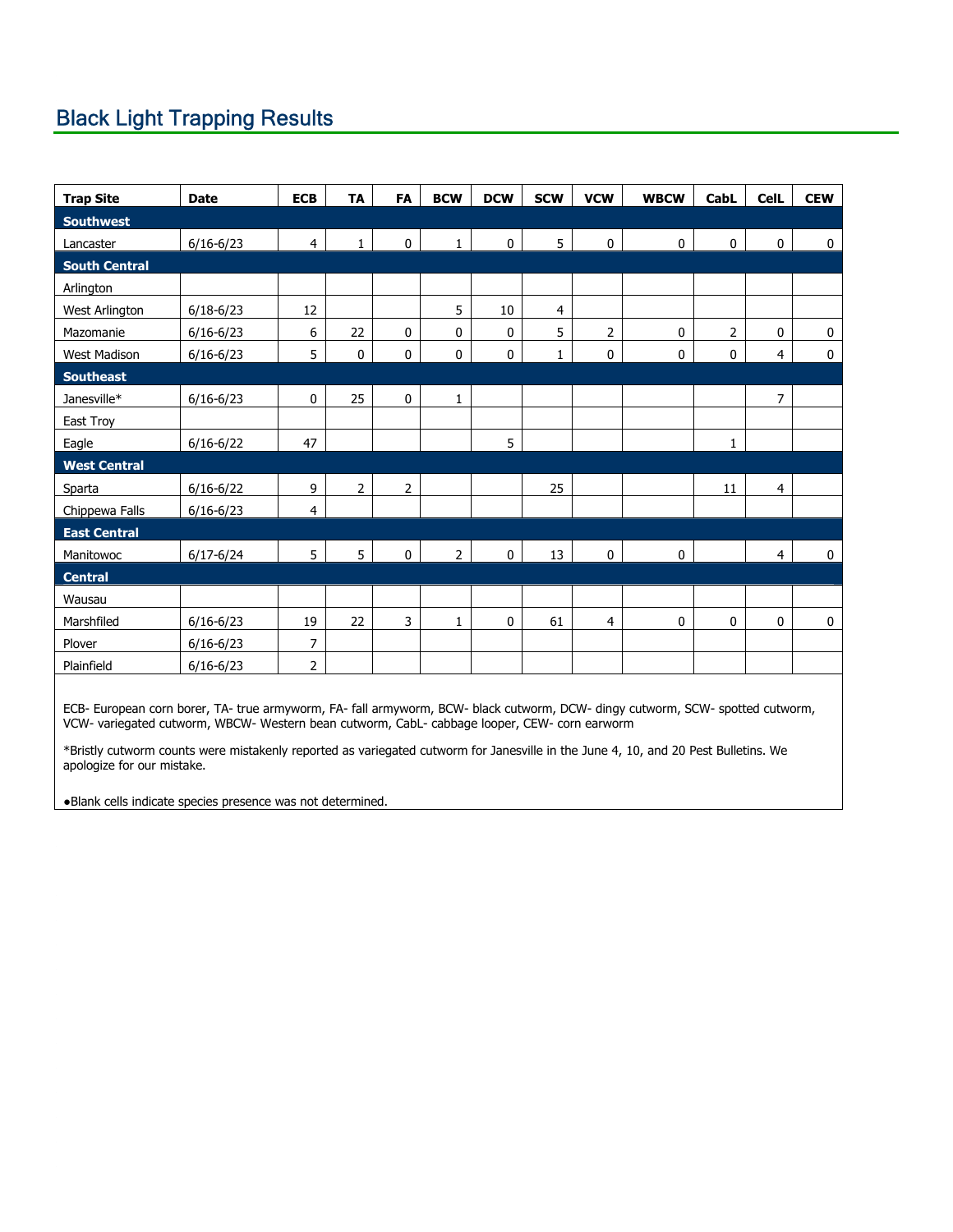## Black Light Trapping Results

| Trap Site | Date | ECB | TA | FA | BCW | DCW | SCW | VCW | WBCW | CabL | CelL | CEW |
|---|---|---|---|---|---|---|---|---|---|---|---|---|
| **Southwest** | | | | | | | | | | | | |
| Lancaster | 6/16-6/23 | 4 | 1 | 0 | 1 | 0 | 5 | 0 | 0 | 0 | 0 | 0 |
| **South Central** | | | | | | | | | | | | |
| Arlington | | | | | | | | | | | | |
| West Arlington | 6/18-6/23 | 12 | | | 5 | 10 | 4 | | | | | |
| Mazomanie | 6/16-6/23 | 6 | 22 | 0 | 0 | 0 | 5 | 2 | 0 | 2 | 0 | 0 |
| West Madison | 6/16-6/23 | 5 | 0 | 0 | 0 | 0 | 1 | 0 | 0 | 0 | 4 | 0 |
| **Southeast** | | | | | | | | | | | | |
| Janesville* | 6/16-6/23 | 0 | 25 | 0 | 1 | | | | | | 7 | |
| East Troy | | | | | | | | | | | | |
| Eagle | 6/16-6/22 | 47 | | | | 5 | | | | 1 | | |
| **West Central** | | | | | | | | | | | | |
| Sparta | 6/16-6/22 | 9 | 2 | 2 | | | 25 | | | 11 | 4 | |
| Chippewa Falls | 6/16-6/23 | 4 | | | | | | | | | | |
| **East Central** | | | | | | | | | | | | |
| Manitowoc | 6/17-6/24 | 5 | 5 | 0 | 2 | 0 | 13 | 0 | 0 | | 4 | 0 |
| **Central** | | | | | | | | | | | | |
| Wausau | | | | | | | | | | | | |
| Marshfiled | 6/16-6/23 | 19 | 22 | 3 | 1 | 0 | 61 | 4 | 0 | 0 | 0 | 0 |
| Plover | 6/16-6/23 | 7 | | | | | | | | | | |
| Plainfield | 6/16-6/23 | 2 | | | | | | | | | | |

ECB- European corn borer, TA- true armyworm, FA- fall armyworm, BCW- black cutworm, DCW- dingy cutworm, SCW- spotted cutworm, VCW- variegated cutworm, WBCW- Western bean cutworm, CabL- cabbage looper, CEW- corn earworm

*Bristly cutworm counts were mistakenly reported as variegated cutworm for Janesville in the June 4, 10, and 20 Pest Bulletins. We apologize for our mistake.

●Blank cells indicate species presence was not determined.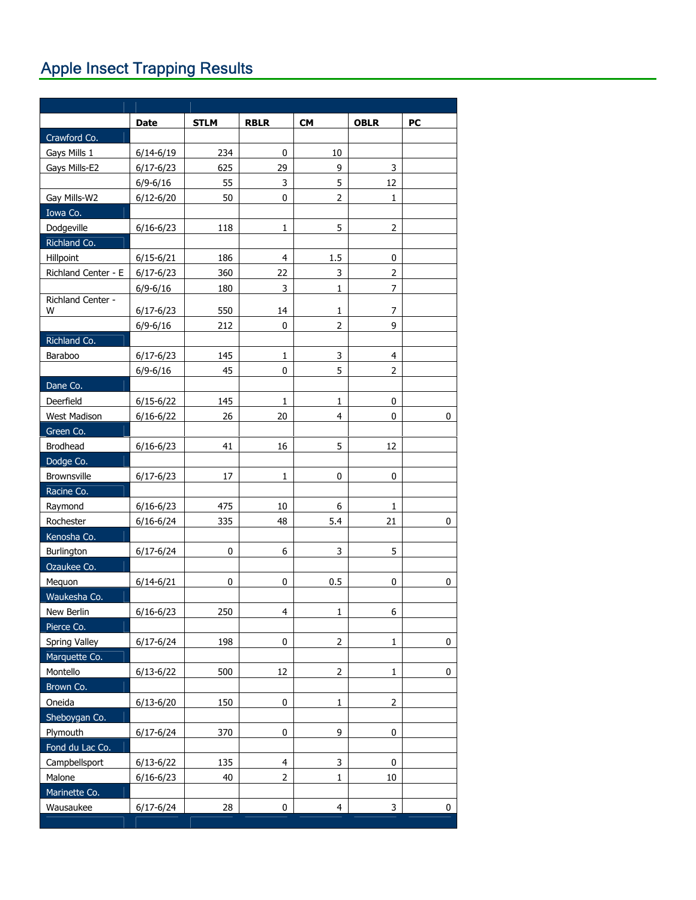# Apple Insect Trapping Results

| | Date | STLM | RBLR | CM | OBLR | PC |
|---|---|---|---|---|---|---|
| Crawford Co. | | | | | | |
| Gays Mills 1 | 6/14-6/19 | 234 | 0 | 10 | | |
| Gays Mills-E2 | 6/17-6/23 | 625 | 29 | 9 | 3 | |
| | 6/9-6/16 | 55 | 3 | 5 | 12 | |
| Gay Mills-W2 | 6/12-6/20 | 50 | 0 | 2 | 1 | |
| Iowa Co. | | | | | | |
| Dodgeville | 6/16-6/23 | 118 | 1 | 5 | 2 | |
| Richland Co. | | | | | | |
| Hillpoint | 6/15-6/21 | 186 | 4 | 1.5 | 0 | |
| Richland Center - E | 6/17-6/23 | 360 | 22 | 3 | 2 | |
| | 6/9-6/16 | 180 | 3 | 1 | 7 | |
| Richland Center - W | 6/17-6/23 | 550 | 14 | 1 | 7 | |
| | 6/9-6/16 | 212 | 0 | 2 | 9 | |
| Richland Co. | | | | | | |
| Baraboo | 6/17-6/23 | 145 | 1 | 3 | 4 | |
| | 6/9-6/16 | 45 | 0 | 5 | 2 | |
| Dane Co. | | | | | | |
| Deerfield | 6/15-6/22 | 145 | 1 | 1 | 0 | |
| West Madison | 6/16-6/22 | 26 | 20 | 4 | 0 | 0 |
| Green Co. | | | | | | |
| Brodhead | 6/16-6/23 | 41 | 16 | 5 | 12 | |
| Dodge Co. | | | | | | |
| Brownsville | 6/17-6/23 | 17 | 1 | 0 | 0 | |
| Racine Co. | | | | | | |
| Raymond | 6/16-6/23 | 475 | 10 | 6 | 1 | |
| Rochester | 6/16-6/24 | 335 | 48 | 5.4 | 21 | 0 |
| Kenosha Co. | | | | | | |
| Burlington | 6/17-6/24 | 0 | 6 | 3 | 5 | |
| Ozaukee Co. | | | | | | |
| Mequon | 6/14-6/21 | 0 | 0 | 0.5 | 0 | 0 |
| Waukesha Co. | | | | | | |
| New Berlin | 6/16-6/23 | 250 | 4 | 1 | 6 | |
| Pierce Co. | | | | | | |
| Spring Valley | 6/17-6/24 | 198 | 0 | 2 | 1 | 0 |
| Marquette Co. | | | | | | |
| Montello | 6/13-6/22 | 500 | 12 | 2 | 1 | 0 |
| Brown Co. | | | | | | |
| Oneida | 6/13-6/20 | 150 | 0 | 1 | 2 | |
| Sheboygan Co. | | | | | | |
| Plymouth | 6/17-6/24 | 370 | 0 | 9 | 0 | |
| Fond du Lac Co. | | | | | | |
| Campbellsport | 6/13-6/22 | 135 | 4 | 3 | 0 | |
| Malone | 6/16-6/23 | 40 | 2 | 1 | 10 | |
| Marinette Co. | | | | | | |
| Wausaukee | 6/17-6/24 | 28 | 0 | 4 | 3 | 0 |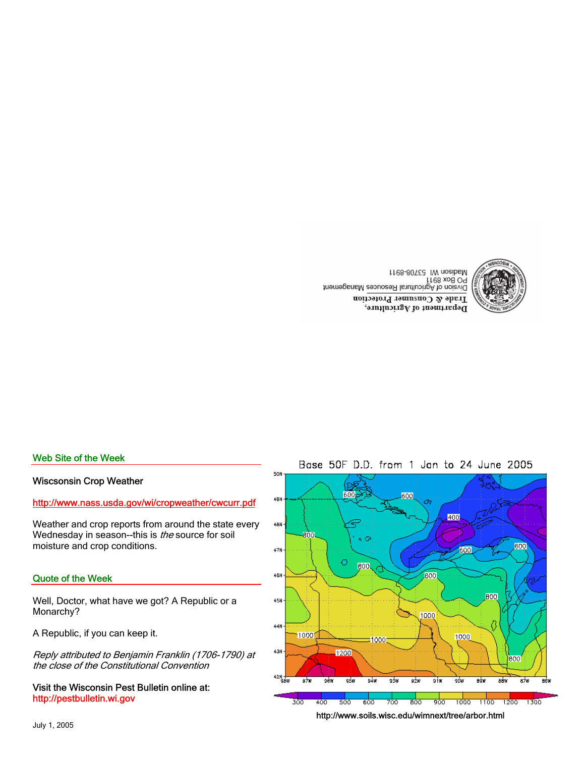Department of Agriculture,
Trade & Consumer Protection
Division of Agricultural Resouces Management
PO Box 8911
Madison WI 53708-8911

## Web Site of the Week

**Wiscsonsin Crop Weather**

http://www.nass.usda.gov/wi/cropweather/cwcurr.pdf

Weather and crop reports from around the state every Wednesday in season--this is *the* source for soil moisture and crop conditions.

## Quote of the Week

Well, Doctor, what have we got? A Republic or a Monarchy?

A Republic, if you can keep it.

*Reply attributed to Benjamin Franklin (1706-1790) at the close of the Constitutional Convention*

Visit the Wisconsin Pest Bulletin online at:
http://pestbulletin.wi.gov

Base 50F D.D. from 1 Jan to 24 June 2005

600
600
400
800
600
600
800
800
800
1000
1000
1000
1000
1200
800

50N
49N
48N
47N
46N
45N
44N
43N
42N

98W 97W 96W 95W 94W 93W 92W 91W 90W 89W 88W 87W 86W

300 400 500 600 700 800 900 1000 1100 1200 1300

http://www.soils.wisc.edu/wimnext/tree/arbor.html

July 1, 2005